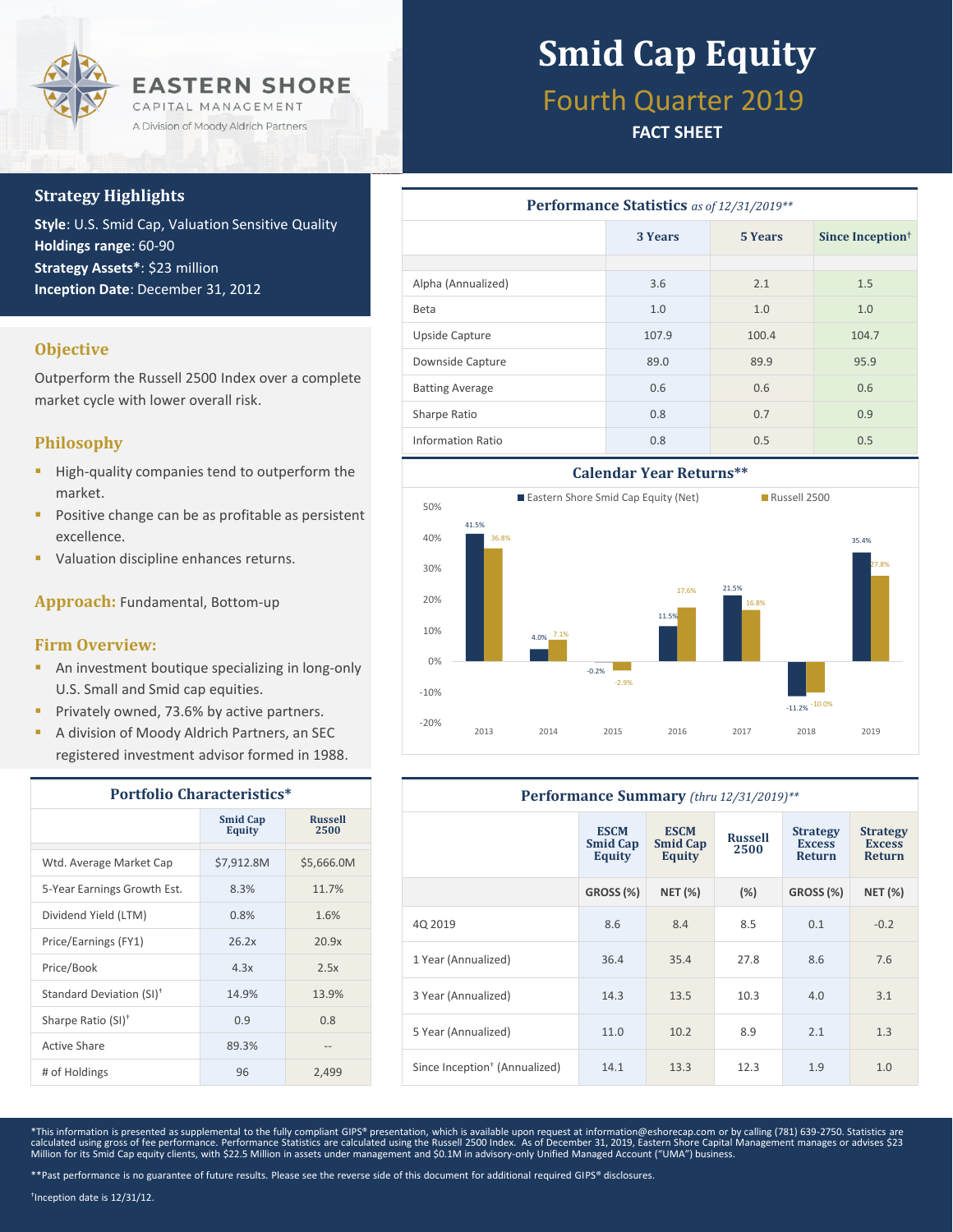# Smid Cap Equity

## Fourth Quarter 2019

**FACT SHEET**

EASTERN SHORE
CAPITAL MANAGEMENT
A Division of Moody Aldrich Partners

## Strategy Highlights

**Style**: U.S. Smid Cap, Valuation Sensitive Quality
**Holdings range**: 60-90
**Strategy Assets***: $23 million
**Inception Date**: December 31, 2012

## Objective

Outperform the Russell 2500 Index over a complete market cycle with lower overall risk.

## Philosophy

- High-quality companies tend to outperform the market.
- Positive change can be as profitable as persistent excellence.
- Valuation discipline enhances returns.

## Approach: Fundamental, Bottom-up

## Firm Overview:

- An investment boutique specializing in long-only U.S. Small and Smid cap equities.
- Privately owned, 73.6% by active partners.
- A division of Moody Aldrich Partners, an SEC registered investment advisor formed in 1988.

### Portfolio Characteristics*

| | Smid Cap Equity | Russell 2500 |
|---|---|---|
| Wtd. Average Market Cap | $7,912.8M | $5,666.0M |
| 5-Year Earnings Growth Est. | 8.3% | 11.7% |
| Dividend Yield (LTM) | 0.8% | 1.6% |
| Price/Earnings (FY1) | 26.2x | 20.9x |
| Price/Book | 4.3x | 2.5x |
| Standard Deviation (SI)† | 14.9% | 13.9% |
| Sharpe Ratio (SI)† | 0.9 | 0.8 |
| Active Share | 89.3% | -- |
| # of Holdings | 96 | 2,499 |

### Performance Statistics *as of 12/31/2019***

| | 3 Years | 5 Years | Since Inception† |
|---|---|---|---|
| Alpha (Annualized) | 3.6 | 2.1 | 1.5 |
| Beta | 1.0 | 1.0 | 1.0 |
| Upside Capture | 107.9 | 100.4 | 104.7 |
| Downside Capture | 89.0 | 89.9 | 95.9 |
| Batting Average | 0.6 | 0.6 | 0.6 |
| Sharpe Ratio | 0.8 | 0.7 | 0.9 |
| Information Ratio | 0.8 | 0.5 | 0.5 |

### Calendar Year Returns**

| Year | Eastern Shore Smid Cap Equity (Net) | Russell 2500 |
|---|---|---|
| 2013 | 41.5% | 36.8% |
| 2014 | 4.0% | 7.1% |
| 2015 | -0.2% | -2.9% |
| 2016 | 11.5% | 17.6% |
| 2017 | 21.5% | 16.8% |
| 2018 | -11.2% | -10.0% |
| 2019 | 35.4% | 27.8% |

### Performance Summary *(thru 12/31/2019)***

| | ESCM Smid Cap Equity | ESCM Smid Cap Equity | Russell 2500 | Strategy Excess Return | Strategy Excess Return |
|---|---|---|---|---|---|
| | GROSS (%) | NET (%) | (%) | GROSS (%) | NET (%) |
| 4Q 2019 | 8.6 | 8.4 | 8.5 | 0.1 | -0.2 |
| 1 Year (Annualized) | 36.4 | 35.4 | 27.8 | 8.6 | 7.6 |
| 3 Year (Annualized) | 14.3 | 13.5 | 10.3 | 4.0 | 3.1 |
| 5 Year (Annualized) | 11.0 | 10.2 | 8.9 | 2.1 | 1.3 |
| Since Inception† (Annualized) | 14.1 | 13.3 | 12.3 | 1.9 | 1.0 |

*This information is presented as supplemental to the fully compliant GIPS® presentation, which is available upon request at information@eshorecap.com or by calling (781) 639-2750. Statistics are calculated using gross of fee performance. Performance Statistics are calculated using the Russell 2500 Index. As of December 31, 2019, Eastern Shore Capital Management manages or advises $23 Million for its Smid Cap equity clients, with $22.5 Million in assets under management and $0.1M in advisory-only Unified Managed Account ("UMA") business.

**Past performance is no guarantee of future results. Please see the reverse side of this document for additional required GIPS® disclosures.

†Inception date is 12/31/12.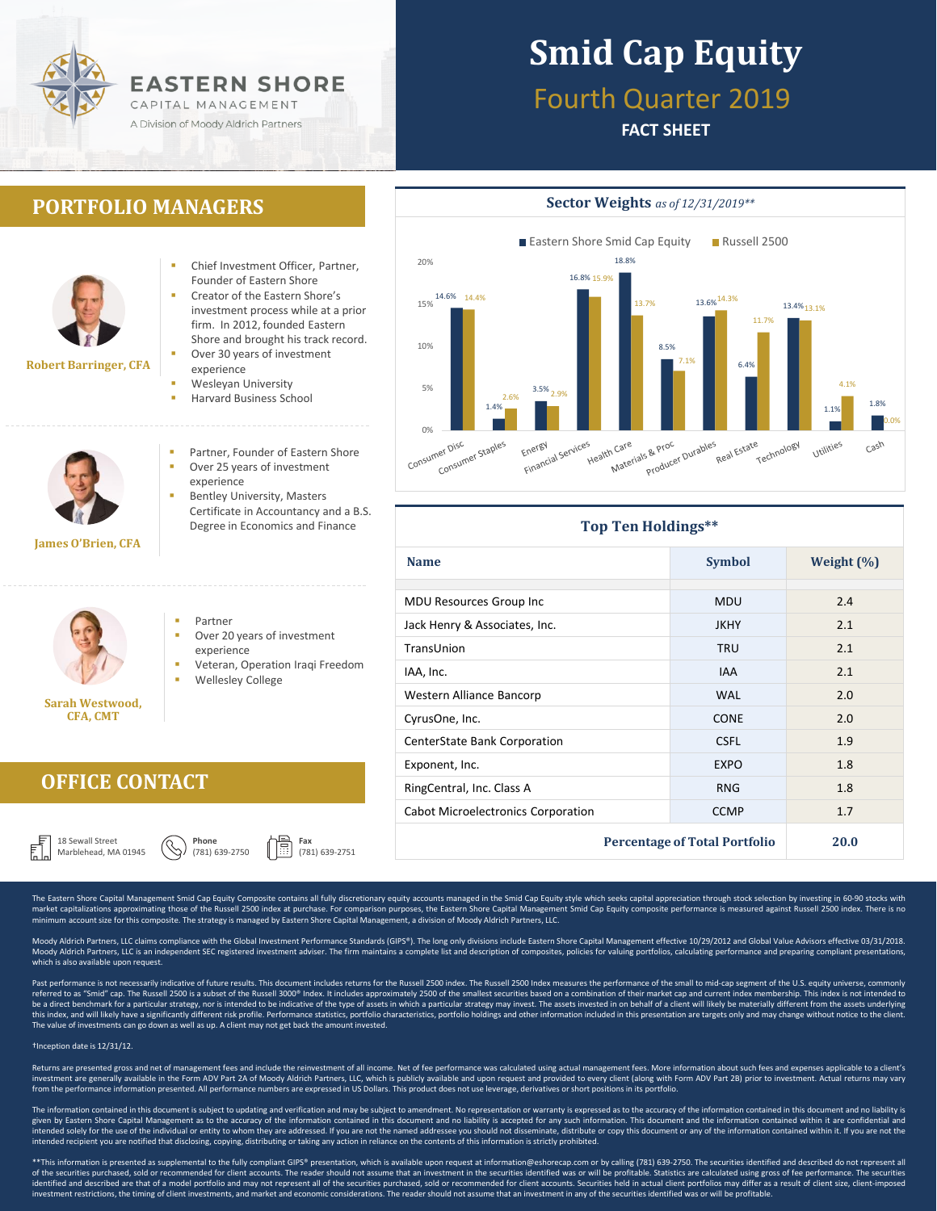EASTERN SHORE

CAPITAL MANAGEMENT

A Division of Moody Aldrich Partners

# Smid Cap Equity

## Fourth Quarter 2019

**FACT SHEET**

## PORTFOLIO MANAGERS

**Robert Barringer, CFA**

- Chief Investment Officer, Partner, Founder of Eastern Shore
- Creator of the Eastern Shore's investment process while at a prior firm. In 2012, founded Eastern Shore and brought his track record.
- Over 30 years of investment experience
- Wesleyan University
- Harvard Business School

**James O'Brien, CFA**

- Partner, Founder of Eastern Shore
- Over 25 years of investment experience
- Bentley University, Masters Certificate in Accountancy and a B.S. Degree in Economics and Finance

**Sarah Westwood, CFA, CMT**

- Partner
- Over 20 years of investment experience
- Veteran, Operation Iraqi Freedom
- Wellesley College

## OFFICE CONTACT

18 Sewall Street
Marblehead, MA 01945

Phone
(781) 639-2750

Fax
(781) 639-2751

## Sector Weights *as of 12/31/2019***

Eastern Shore Smid Cap Equity | Russell 2500

20%
15%
10%
5%
0%

Consumer Disc 14.6% 14.4%
Consumer Staples 1.4% 2.6%
Energy 3.5% 2.9%
Financial Services 16.8% 15.9%
Health Care 18.8% 13.7%
Materials & Proc 8.5% 7.1%
Producer Durables 13.6% 14.3%
Real Estate 6.4% 11.7%
Technology 13.4% 13.1%
Utilities 1.1% 4.1%
Cash 1.8% 0.0%

## Top Ten Holdings**

| Name | Symbol | Weight (%) |
|---|---|---|
| MDU Resources Group Inc | MDU | 2.4 |
| Jack Henry & Associates, Inc. | JKHY | 2.1 |
| TransUnion | TRU | 2.1 |
| IAA, Inc. | IAA | 2.1 |
| Western Alliance Bancorp | WAL | 2.0 |
| CyrusOne, Inc. | CONE | 2.0 |
| CenterState Bank Corporation | CSFL | 1.9 |
| Exponent, Inc. | EXPO | 1.8 |
| RingCentral, Inc. Class A | RNG | 1.8 |
| Cabot Microelectronics Corporation | CCMP | 1.7 |
| **Percentage of Total Portfolio** | | **20.0** |

The Eastern Shore Capital Management Smid Cap Equity Composite contains all fully discretionary equity accounts managed in the Smid Cap Equity style which seeks capital appreciation through stock selection by investing in 60-90 stocks with market capitalizations approximating those of the Russell 2500 index at purchase. For comparison purposes, the Eastern Shore Smid Cap Equity composite performance is measured against Russell 2500 index. There is no minimum account size for this composite. The strategy is managed by Eastern Shore Capital Management, a division of Moody Aldrich Partners, LLC.

Moody Aldrich Partners, LLC claims compliance with the Global Investment Performance Standards (GIPS®). The long only divisions include Eastern Shore Capital Management effective 10/29/2012 and Global Value Advisors effective 03/31/2018. Moody Aldrich Partners, LLC is an independent SEC registered investment adviser. The firm maintains a complete list and description of composites, policies for valuing portfolios, calculating performance and preparing compliant presentations, which is also available upon request.

Past performance is not necessarily indicative of future results. This document includes returns for the Russell 2500 index. The Russell 2500 Index measures the performance of the small to mid-cap segment of the U.S. equity universe, commonly referred to as "Smid" cap. The Russell 2500 is a subset of the Russell 3000® Index. It includes approximately 2500 of the smallest securities based on a combination of their market cap and current index membership. This index is not intended to be a direct benchmark for a particular strategy, nor is intended to be indicative of the type of assets in which a particular strategy may invest. The assets invested in on behalf of a client will likely be materially different from the assets underlying this index, and will likely have a significantly different risk profile. Performance statistics, portfolio characteristics, portfolio holdings and other information included in this presentation are targets only and may change without notice to the client. The value of investments can go down as well as up. A client may not get back the amount invested.

†Inception date is 12/31/12.

Returns are presented gross and net of management fees and include the reinvestment of all income. Net of fee performance was calculated using actual management fees. More information about such fees and expenses applicable to a client's investment are generally available in the Form ADV Part 2A of Moody Aldrich Partners, LLC, which is publicly available and upon request and provided to every client (along with Form ADV Part 2B) prior to investment. Actual returns may vary from the performance information presented. All performance numbers are expressed in US Dollars. This product does not use leverage, derivatives or short positions in its portfolio.

The information contained in this document is subject to updating and verification and may be subject to amendment. No representation or warranty is expressed as to the accuracy of the information contained in this document and no liability is given by Eastern Shore Capital Management as to the accuracy of the information contained in this document and no liability is accepted for any such information. This document and the information contained within it are confidential and intended solely for the use of the individual or entity to whom they are addressed. If you are not the named addressee you should not disseminate, distribute or copy this document or any of the information contained within it. If you are not the intended recipient you are notified that disclosing, copying, distributing or taking any action in reliance on the contents of this information is strictly prohibited.

**This information is presented as supplemental to the fully compliant GIPS® presentation, which is available upon request at information@eshorecap.com or by calling (781) 639-2750. The securities identified and described do not represent all of the securities purchased, sold or recommended for client accounts. The reader should not assume that an investment in the securities identified was or will be profitable. Statistics are calculated using gross of fee performance. The securities identified and described are that of a model portfolio and may not represent all of the securities purchased, sold or recommended for client accounts. Securities held in actual client portfolios may differ as a result of client size, client-imposed investment restrictions, the timing of client investments, and market and economic considerations. The reader should not assume that an investment in any of the securities identified was or will be profitable.